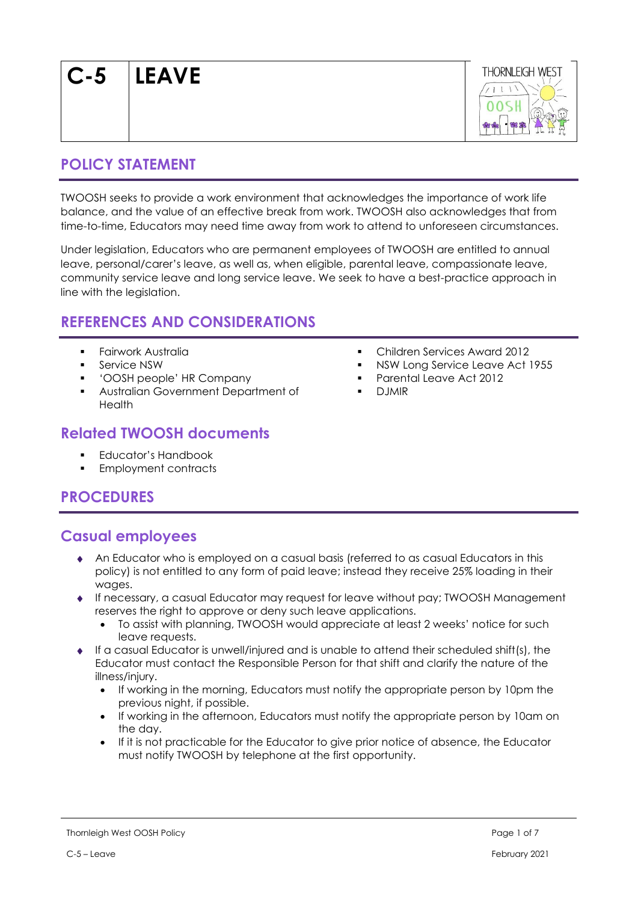# C-5 LEAVE

## POLICY STATEMENT

TWOOSH seeks to provide a work environment that acknowledges the importance of work life balance, and the value of an effective break from work. TWOOSH also acknowledges that from time-to-time, Educators may need time away from work to attend to unforeseen circumstances.

Under legislation, Educators who are permanent employees of TWOOSH are entitled to annual leave, personal/carer's leave, as well as, when eligible, parental leave, compassionate leave, community service leave and long service leave. We seek to have a best-practice approach in line with the legislation.

## REFERENCES AND CONSIDERATIONS

- Fairwork Australia
- Service NSW
- 'OOSH people' HR Company
- Australian Government Department of Health
- Children Services Award 2012
- NSW Long Service Leave Act 1955
- Parental Leave Act 2012
- DJMIR

## Related TWOOSH documents

- Educator's Handbook
- Employment contracts

## PROCEDURES

## Casual employees

- An Educator who is employed on a casual basis (referred to as casual Educators in this policy) is not entitled to any form of paid leave; instead they receive 25% loading in their wages.
- If necessary, a casual Educator may request for leave without pay; TWOOSH Management reserves the right to approve or deny such leave applications.
  - To assist with planning, TWOOSH would appreciate at least 2 weeks' notice for such leave requests.
- If a casual Educator is unwell/injured and is unable to attend their scheduled shift(s), the Educator must contact the Responsible Person for that shift and clarify the nature of the illness/injury.
  - If working in the morning, Educators must notify the appropriate person by 10pm the previous night, if possible.
  - If working in the afternoon, Educators must notify the appropriate person by 10am on the day.
  - If it is not practicable for the Educator to give prior notice of absence, the Educator must notify TWOOSH by telephone at the first opportunity.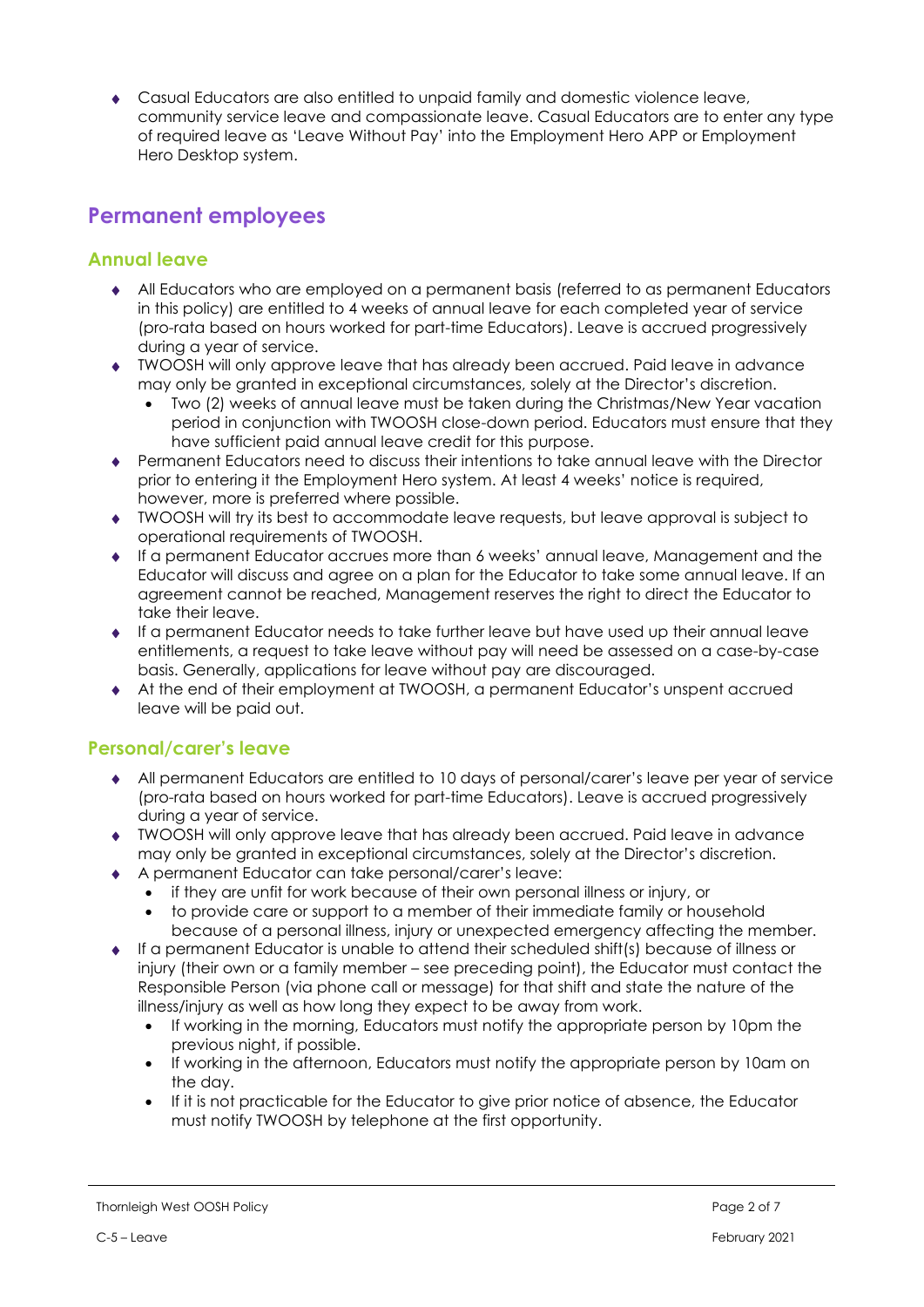- Casual Educators are also entitled to unpaid family and domestic violence leave, community service leave and compassionate leave. Casual Educators are to enter any type of required leave as 'Leave Without Pay' into the Employment Hero APP or Employment Hero Desktop system.

## Permanent employees

### Annual leave

- All Educators who are employed on a permanent basis (referred to as permanent Educators in this policy) are entitled to 4 weeks of annual leave for each completed year of service (pro-rata based on hours worked for part-time Educators). Leave is accrued progressively during a year of service.
- TWOOSH will only approve leave that has already been accrued. Paid leave in advance may only be granted in exceptional circumstances, solely at the Director's discretion.
  - Two (2) weeks of annual leave must be taken during the Christmas/New Year vacation period in conjunction with TWOOSH close-down period. Educators must ensure that they have sufficient paid annual leave credit for this purpose.
- Permanent Educators need to discuss their intentions to take annual leave with the Director prior to entering it the Employment Hero system. At least 4 weeks' notice is required, however, more is preferred where possible.
- TWOOSH will try its best to accommodate leave requests, but leave approval is subject to operational requirements of TWOOSH.
- If a permanent Educator accrues more than 6 weeks' annual leave, Management and the Educator will discuss and agree on a plan for the Educator to take some annual leave. If an agreement cannot be reached, Management reserves the right to direct the Educator to take their leave.
- If a permanent Educator needs to take further leave but have used up their annual leave entitlements, a request to take leave without pay will need be assessed on a case-by-case basis. Generally, applications for leave without pay are discouraged.
- At the end of their employment at TWOOSH, a permanent Educator's unspent accrued leave will be paid out.

### Personal/carer's leave

- All permanent Educators are entitled to 10 days of personal/carer's leave per year of service (pro-rata based on hours worked for part-time Educators). Leave is accrued progressively during a year of service.
- TWOOSH will only approve leave that has already been accrued. Paid leave in advance may only be granted in exceptional circumstances, solely at the Director's discretion.
- A permanent Educator can take personal/carer's leave:
  - if they are unfit for work because of their own personal illness or injury, or
  - to provide care or support to a member of their immediate family or household because of a personal illness, injury or unexpected emergency affecting the member.
- If a permanent Educator is unable to attend their scheduled shift(s) because of illness or injury (their own or a family member – see preceding point), the Educator must contact the Responsible Person (via phone call or message) for that shift and state the nature of the illness/injury as well as how long they expect to be away from work.
  - If working in the morning, Educators must notify the appropriate person by 10pm the previous night, if possible.
  - If working in the afternoon, Educators must notify the appropriate person by 10am on the day.
  - If it is not practicable for the Educator to give prior notice of absence, the Educator must notify TWOOSH by telephone at the first opportunity.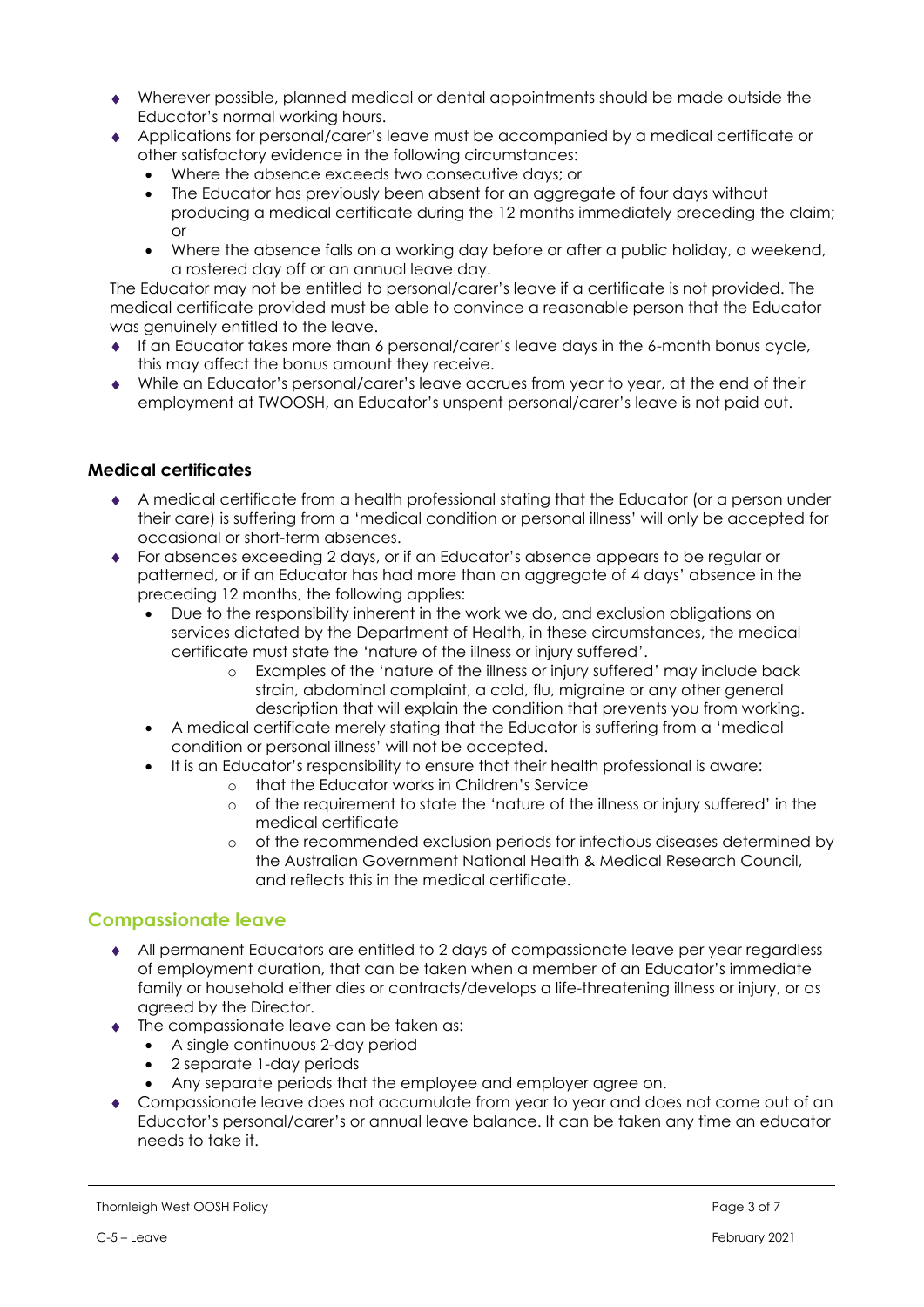- Wherever possible, planned medical or dental appointments should be made outside the Educator's normal working hours.
- Applications for personal/carer's leave must be accompanied by a medical certificate or other satisfactory evidence in the following circumstances:
  - Where the absence exceeds two consecutive days; or
  - The Educator has previously been absent for an aggregate of four days without producing a medical certificate during the 12 months immediately preceding the claim; or
  - Where the absence falls on a working day before or after a public holiday, a weekend, a rostered day off or an annual leave day.

The Educator may not be entitled to personal/carer's leave if a certificate is not provided. The medical certificate provided must be able to convince a reasonable person that the Educator was genuinely entitled to the leave.

- If an Educator takes more than 6 personal/carer's leave days in the 6-month bonus cycle, this may affect the bonus amount they receive.
- While an Educator's personal/carer's leave accrues from year to year, at the end of their employment at TWOOSH, an Educator's unspent personal/carer's leave is not paid out.

### Medical certificates

- A medical certificate from a health professional stating that the Educator (or a person under their care) is suffering from a 'medical condition or personal illness' will only be accepted for occasional or short-term absences.
- For absences exceeding 2 days, or if an Educator's absence appears to be regular or patterned, or if an Educator has had more than an aggregate of 4 days' absence in the preceding 12 months, the following applies:
  - Due to the responsibility inherent in the work we do, and exclusion obligations on services dictated by the Department of Health, in these circumstances, the medical certificate must state the 'nature of the illness or injury suffered'.
    - Examples of the 'nature of the illness or injury suffered' may include back strain, abdominal complaint, a cold, flu, migraine or any other general description that will explain the condition that prevents you from working.
  - A medical certificate merely stating that the Educator is suffering from a 'medical condition or personal illness' will not be accepted.
  - It is an Educator's responsibility to ensure that their health professional is aware:
    - that the Educator works in Children's Service
    - of the requirement to state the 'nature of the illness or injury suffered' in the medical certificate
    - of the recommended exclusion periods for infectious diseases determined by the Australian Government National Health & Medical Research Council, and reflects this in the medical certificate.

## Compassionate leave

- All permanent Educators are entitled to 2 days of compassionate leave per year regardless of employment duration, that can be taken when a member of an Educator's immediate family or household either dies or contracts/develops a life-threatening illness or injury, or as agreed by the Director.
- The compassionate leave can be taken as:
  - A single continuous 2-day period
  - 2 separate 1-day periods
  - Any separate periods that the employee and employer agree on.
- Compassionate leave does not accumulate from year to year and does not come out of an Educator's personal/carer's or annual leave balance. It can be taken any time an educator needs to take it.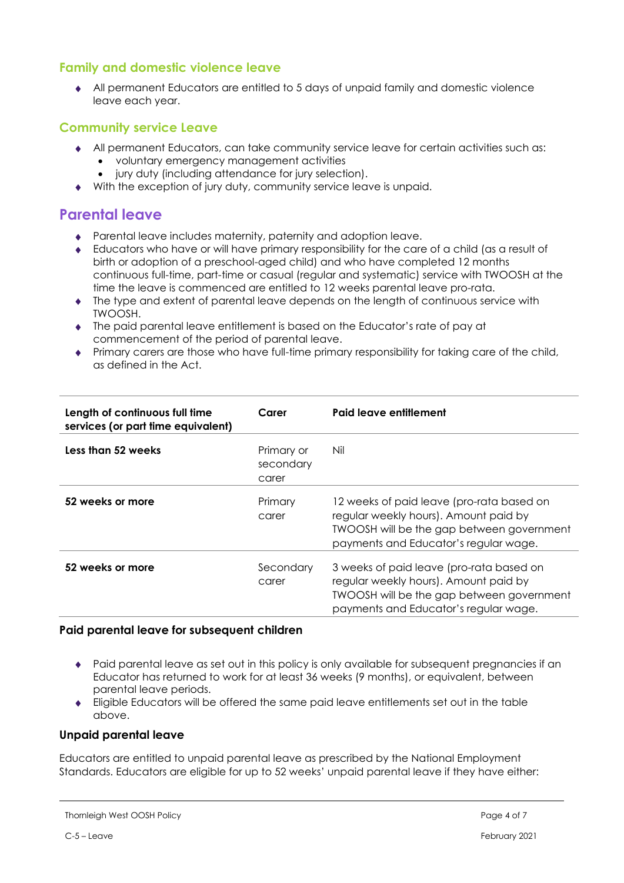### Family and domestic violence leave

- All permanent Educators are entitled to 5 days of unpaid family and domestic violence leave each year.

### Community service Leave

- All permanent Educators, can take community service leave for certain activities such as:
  - voluntary emergency management activities
  - jury duty (including attendance for jury selection).
- With the exception of jury duty, community service leave is unpaid.

## Parental leave

- Parental leave includes maternity, paternity and adoption leave.
- Educators who have or will have primary responsibility for the care of a child (as a result of birth or adoption of a preschool-aged child) and who have completed 12 months continuous full-time, part-time or casual (regular and systematic) service with TWOOSH at the time the leave is commenced are entitled to 12 weeks parental leave pro-rata.
- The type and extent of parental leave depends on the length of continuous service with TWOOSH.
- The paid parental leave entitlement is based on the Educator's rate of pay at commencement of the period of parental leave.
- Primary carers are those who have full-time primary responsibility for taking care of the child, as defined in the Act.

| Length of continuous full time services (or part time equivalent) | Carer | Paid leave entitlement |
|---|---|---|
| **Less than 52 weeks** | Primary or secondary carer | Nil |
| **52 weeks or more** | Primary carer | 12 weeks of paid leave (pro-rata based on regular weekly hours). Amount paid by TWOOSH will be the gap between government payments and Educator's regular wage. |
| **52 weeks or more** | Secondary carer | 3 weeks of paid leave (pro-rata based on regular weekly hours). Amount paid by TWOOSH will be the gap between government payments and Educator's regular wage. |

**Paid parental leave for subsequent children**

- Paid parental leave as set out in this policy is only available for subsequent pregnancies if an Educator has returned to work for at least 36 weeks (9 months), or equivalent, between parental leave periods.
- Eligible Educators will be offered the same paid leave entitlements set out in the table above.

**Unpaid parental leave**

Educators are entitled to unpaid parental leave as prescribed by the National Employment Standards. Educators are eligible for up to 52 weeks' unpaid parental leave if they have either: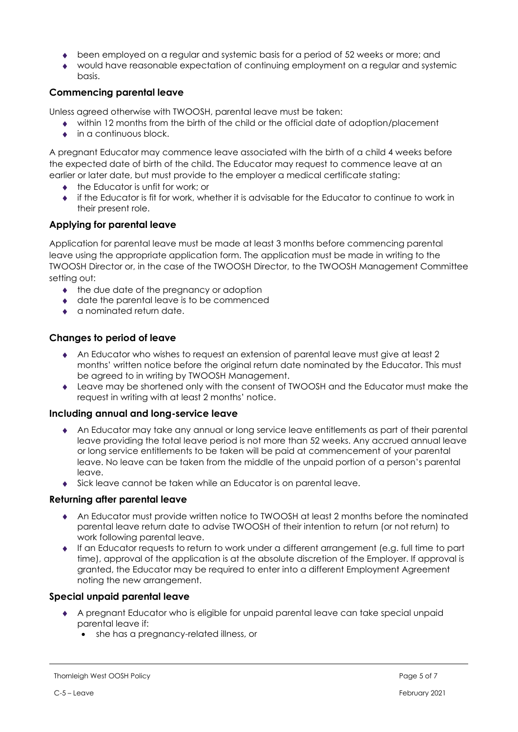- been employed on a regular and systemic basis for a period of 52 weeks or more; and
- would have reasonable expectation of continuing employment on a regular and systemic basis.

### Commencing parental leave

Unless agreed otherwise with TWOOSH, parental leave must be taken:

- within 12 months from the birth of the child or the official date of adoption/placement
- in a continuous block.

A pregnant Educator may commence leave associated with the birth of a child 4 weeks before the expected date of birth of the child. The Educator may request to commence leave at an earlier or later date, but must provide to the employer a medical certificate stating:

- the Educator is unfit for work; or
- if the Educator is fit for work, whether it is advisable for the Educator to continue to work in their present role.

### Applying for parental leave

Application for parental leave must be made at least 3 months before commencing parental leave using the appropriate application form. The application must be made in writing to the TWOOSH Director or, in the case of the TWOOSH Director, to the TWOOSH Management Committee setting out:

- the due date of the pregnancy or adoption
- date the parental leave is to be commenced
- a nominated return date.

### Changes to period of leave

- An Educator who wishes to request an extension of parental leave must give at least 2 months' written notice before the original return date nominated by the Educator. This must be agreed to in writing by TWOOSH Management.
- Leave may be shortened only with the consent of TWOOSH and the Educator must make the request in writing with at least 2 months' notice.

### Including annual and long-service leave

- An Educator may take any annual or long service leave entitlements as part of their parental leave providing the total leave period is not more than 52 weeks. Any accrued annual leave or long service entitlements to be taken will be paid at commencement of your parental leave. No leave can be taken from the middle of the unpaid portion of a person's parental leave.
- Sick leave cannot be taken while an Educator is on parental leave.

### Returning after parental leave

- An Educator must provide written notice to TWOOSH at least 2 months before the nominated parental leave return date to advise TWOOSH of their intention to return (or not return) to work following parental leave.
- If an Educator requests to return to work under a different arrangement (e.g. full time to part time), approval of the application is at the absolute discretion of the Employer. If approval is granted, the Educator may be required to enter into a different Employment Agreement noting the new arrangement.

### Special unpaid parental leave

- A pregnant Educator who is eligible for unpaid parental leave can take special unpaid parental leave if:
  - she has a pregnancy-related illness, or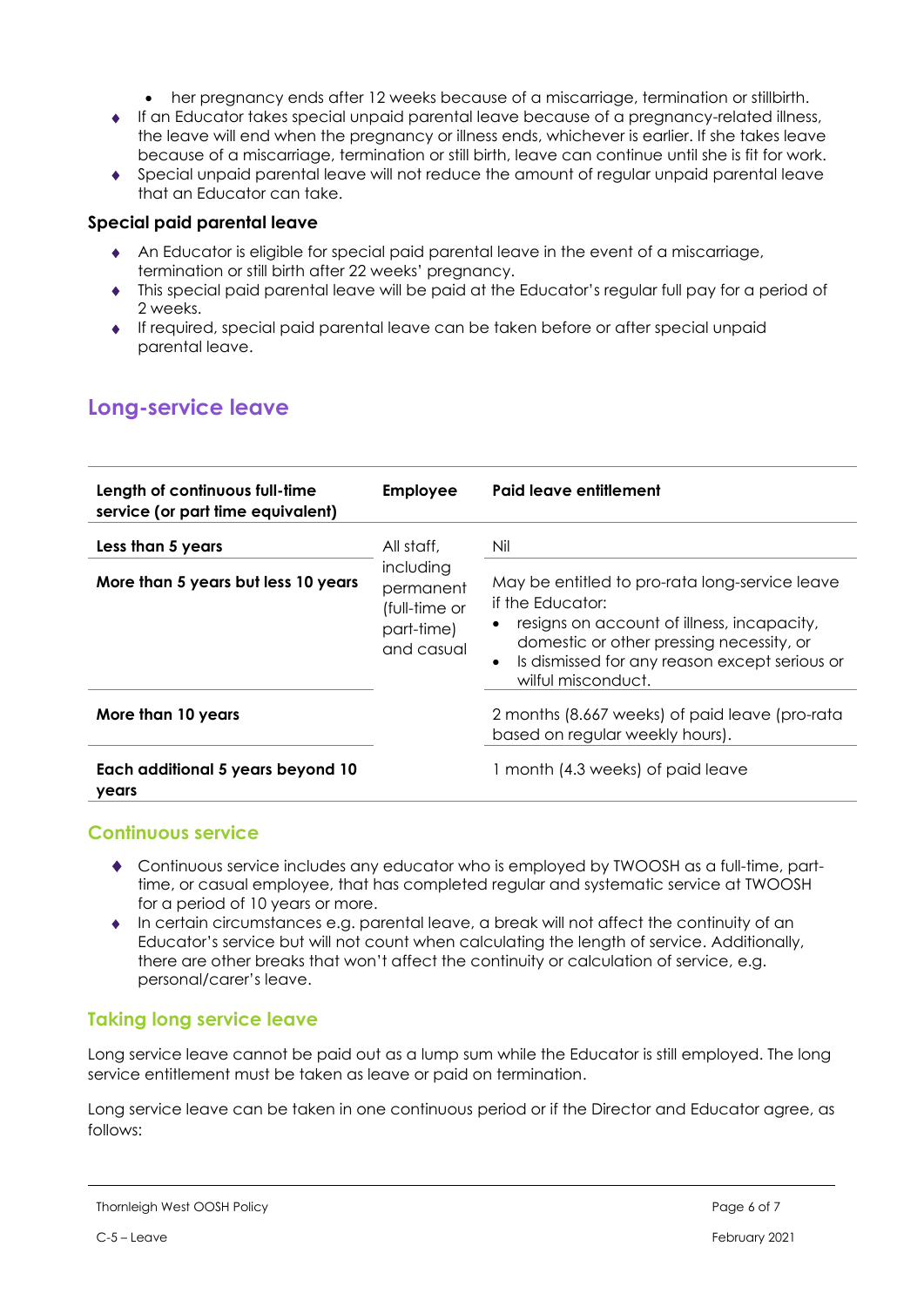- her pregnancy ends after 12 weeks because of a miscarriage, termination or stillbirth.
- If an Educator takes special unpaid parental leave because of a pregnancy-related illness, the leave will end when the pregnancy or illness ends, whichever is earlier. If she takes leave because of a miscarriage, termination or still birth, leave can continue until she is fit for work.
- Special unpaid parental leave will not reduce the amount of regular unpaid parental leave that an Educator can take.

### Special paid parental leave

- An Educator is eligible for special paid parental leave in the event of a miscarriage, termination or still birth after 22 weeks' pregnancy.
- This special paid parental leave will be paid at the Educator's regular full pay for a period of 2 weeks.
- If required, special paid parental leave can be taken before or after special unpaid parental leave.

## Long-service leave

| Length of continuous full-time service (or part time equivalent) | Employee | Paid leave entitlement |
|---|---|---|
| **Less than 5 years** | All staff, including permanent (full-time or part-time) and casual | Nil |
| **More than 5 years but less 10 years** | | May be entitled to pro-rata long-service leave if the Educator:<br>• resigns on account of illness, incapacity, domestic or other pressing necessity, or<br>• Is dismissed for any reason except serious or wilful misconduct. |
| **More than 10 years** | | 2 months (8.667 weeks) of paid leave (pro-rata based on regular weekly hours). |
| **Each additional 5 years beyond 10 years** | | 1 month (4.3 weeks) of paid leave |

### Continuous service

- Continuous service includes any educator who is employed by TWOOSH as a full-time, part-time, or casual employee, that has completed regular and systematic service at TWOOSH for a period of 10 years or more.
- In certain circumstances e.g. parental leave, a break will not affect the continuity of an Educator's service but will not count when calculating the length of service. Additionally, there are other breaks that won't affect the continuity or calculation of service, e.g. personal/carer's leave.

### Taking long service leave

Long service leave cannot be paid out as a lump sum while the Educator is still employed. The long service entitlement must be taken as leave or paid on termination.

Long service leave can be taken in one continuous period or if the Director and Educator agree, as follows: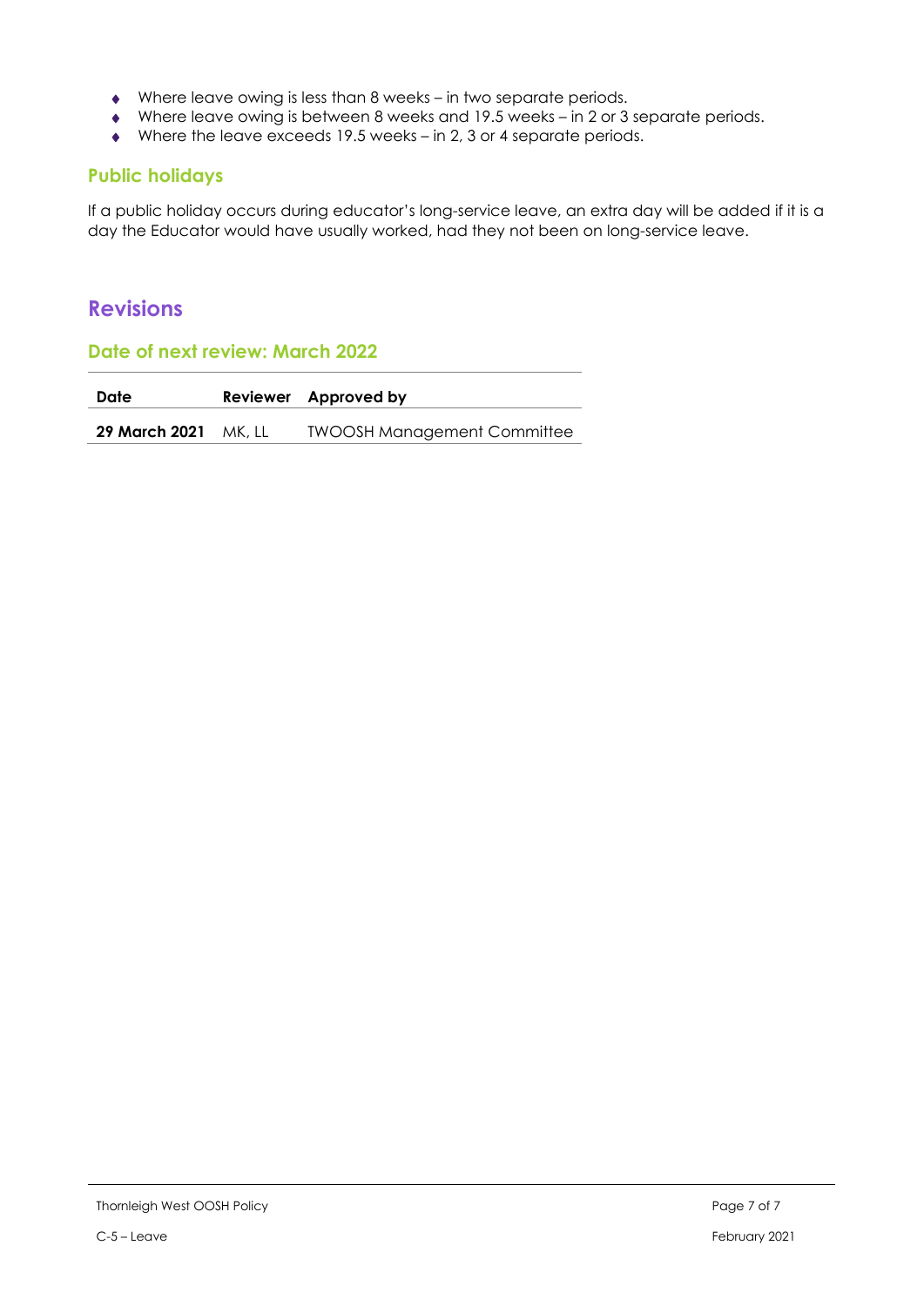- Where leave owing is less than 8 weeks – in two separate periods.
- Where leave owing is between 8 weeks and 19.5 weeks – in 2 or 3 separate periods.
- Where the leave exceeds 19.5 weeks – in 2, 3 or 4 separate periods.

### Public holidays

If a public holiday occurs during educator's long-service leave, an extra day will be added if it is a day the Educator would have usually worked, had they not been on long-service leave.

## Revisions

### Date of next review: March 2022

| Date | Reviewer | Approved by |
|---|---|---|
| **29 March 2021** | MK, LL | TWOOSH Management Committee |